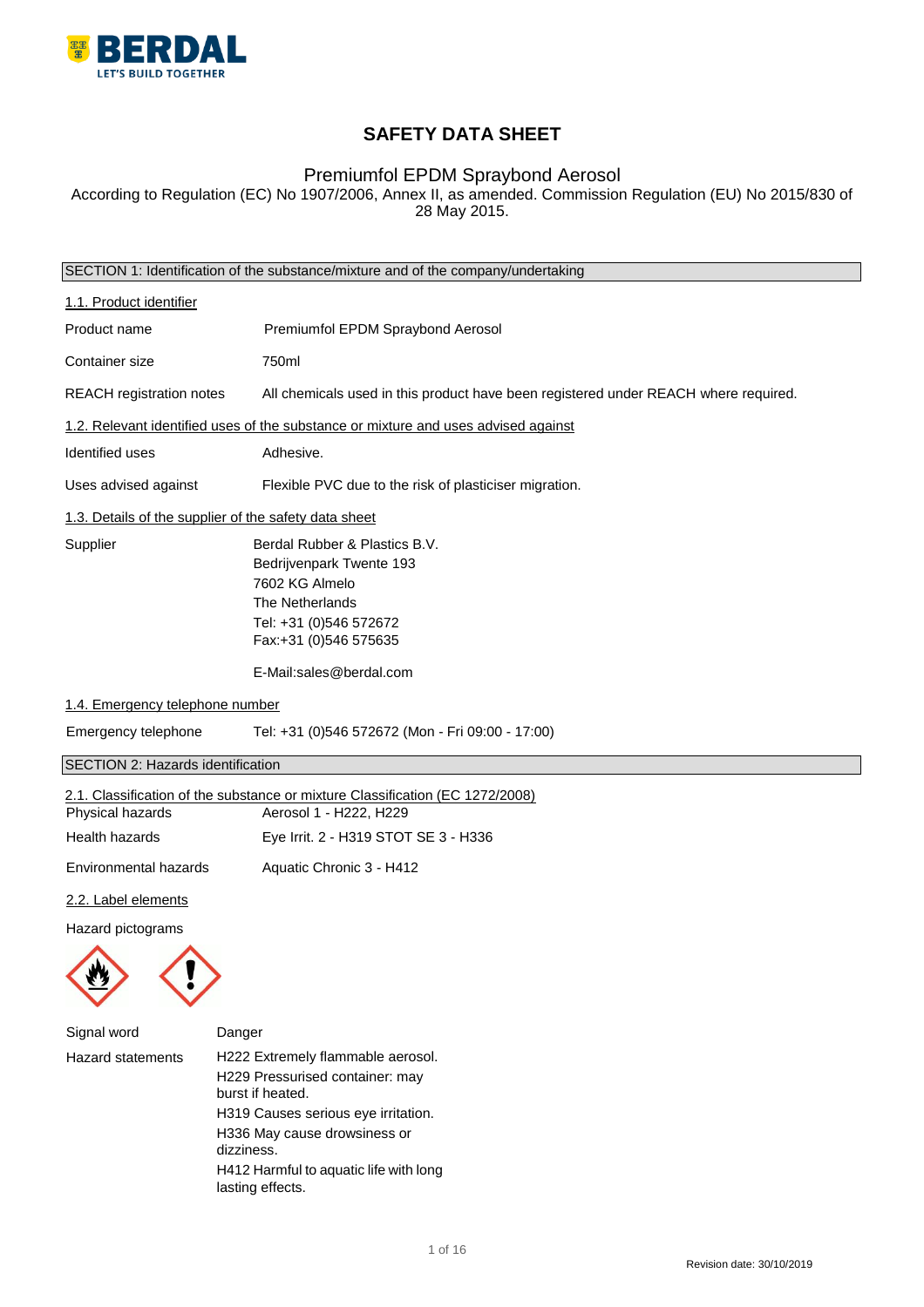# SAFETY DATA SHEET

## Premiumfol EPDM Spraybond Aerosol

According to Regulation (EC) No 1907/2006, Annex II, as amended. Commission Regulation (EU) No 2015/830 of 28 May 2015.

### SECTION 1: Identification of the substance/mixture and of the company/undertaking

**1.1. Product identifier**

| | |
|---|---|
| Product name | Premiumfol EPDM Spraybond Aerosol |
| Container size | 750ml |
| REACH registration notes | All chemicals used in this product have been registered under REACH where required. |

**1.2. Relevant identified uses of the substance or mixture and uses advised against**

| | |
|---|---|
| Identified uses | Adhesive. |
| Uses advised against | Flexible PVC due to the risk of plasticiser migration. |

**1.3. Details of the supplier of the safety data sheet**

Supplier

Berdal Rubber & Plastics B.V.
Bedrijvenpark Twente 193
7602 KG Almelo
The Netherlands
Tel: +31 (0)546 572672
Fax:+31 (0)546 575635

E-Mail:sales@berdal.com

**1.4. Emergency telephone number**

Emergency telephone: Tel: +31 (0)546 572672 (Mon - Fri 09:00 - 17:00)

### SECTION 2: Hazards identification

**2.1. Classification of the substance or mixture Classification (EC 1272/2008)**

| | |
|---|---|
| Physical hazards | Aerosol 1 - H222, H229 |
| Health hazards | Eye Irrit. 2 - H319 STOT SE 3 - H336 |
| Environmental hazards | Aquatic Chronic 3 - H412 |

**2.2. Label elements**

Hazard pictograms

Signal word: Danger

Hazard statements

H222 Extremely flammable aerosol.
H229 Pressurised container: may burst if heated.
H319 Causes serious eye irritation.
H336 May cause drowsiness or dizziness.
H412 Harmful to aquatic life with long lasting effects.

Revision date: 30/10/2019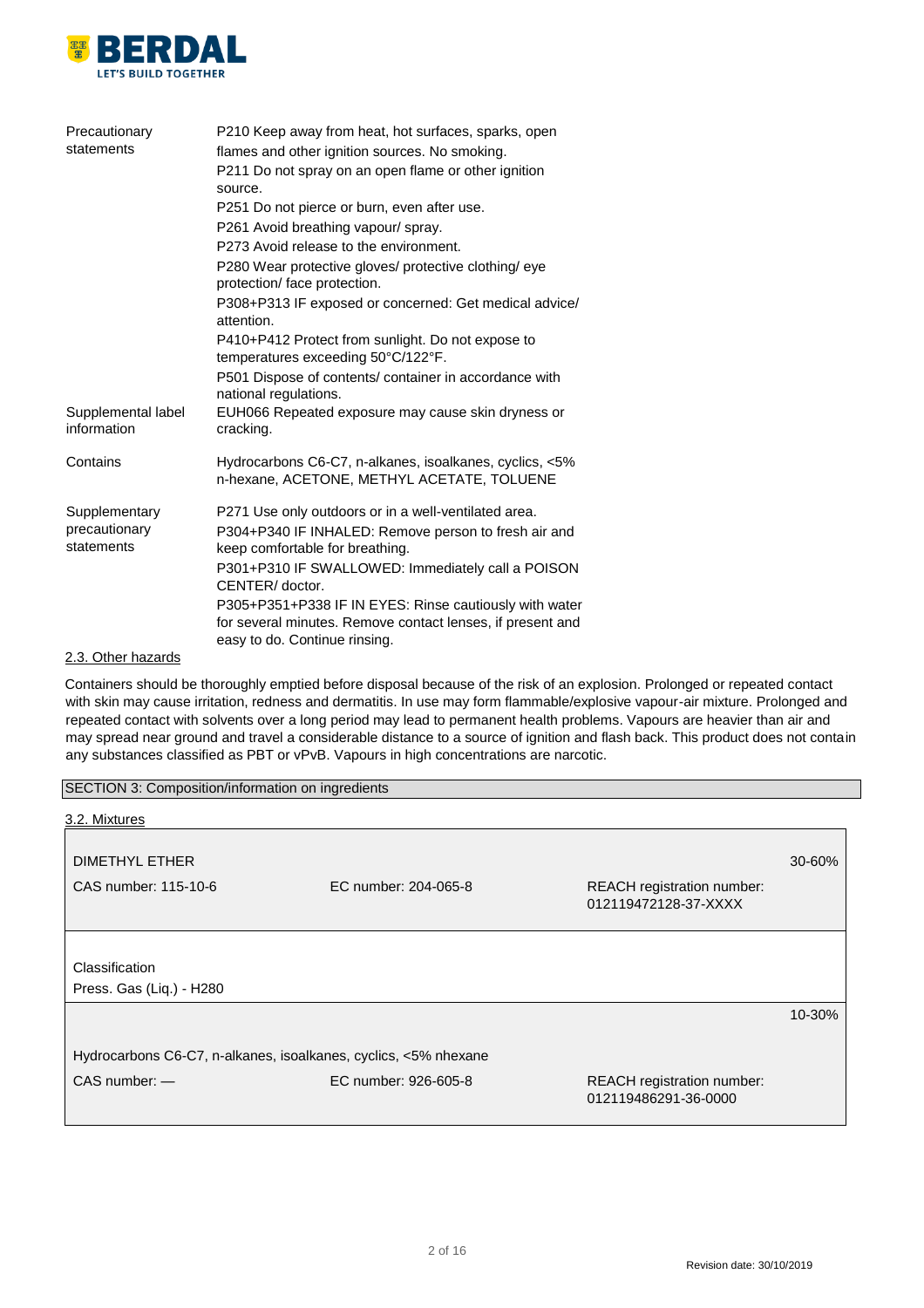| | |
|---|---|
| Precautionary statements | P210 Keep away from heat, hot surfaces, sparks, open flames and other ignition sources. No smoking.<br>P211 Do not spray on an open flame or other ignition source.<br>P251 Do not pierce or burn, even after use.<br>P261 Avoid breathing vapour/ spray.<br>P273 Avoid release to the environment.<br>P280 Wear protective gloves/ protective clothing/ eye protection/ face protection.<br>P308+P313 IF exposed or concerned: Get medical advice/ attention.<br>P410+P412 Protect from sunlight. Do not expose to temperatures exceeding 50°C/122°F.<br>P501 Dispose of contents/ container in accordance with national regulations. |
| Supplemental label information | EUH066 Repeated exposure may cause skin dryness or cracking. |
| Contains | Hydrocarbons C6-C7, n-alkanes, isoalkanes, cyclics, <5% n-hexane, ACETONE, METHYL ACETATE, TOLUENE |
| Supplementary precautionary statements | P271 Use only outdoors or in a well-ventilated area.<br>P304+P340 IF INHALED: Remove person to fresh air and keep comfortable for breathing.<br>P301+P310 IF SWALLOWED: Immediately call a POISON CENTER/ doctor.<br>P305+P351+P338 IF IN EYES: Rinse cautiously with water for several minutes. Remove contact lenses, if present and easy to do. Continue rinsing. |

### 2.3. Other hazards

Containers should be thoroughly emptied before disposal because of the risk of an explosion. Prolonged or repeated contact with skin may cause irritation, redness and dermatitis. In use may form flammable/explosive vapour-air mixture. Prolonged and repeated contact with solvents over a long period may lead to permanent health problems. Vapours are heavier than air and may spread near ground and travel a considerable distance to a source of ignition and flash back. This product does not contain any substances classified as PBT or vPvB. Vapours in high concentrations are narcotic.

## SECTION 3: Composition/information on ingredients

### 3.2. Mixtures

| | | | |
|---|---|---|---|
| DIMETHYL ETHER | | | 30-60% |
| CAS number: 115-10-6 | EC number: 204-065-8 | REACH registration number: 012119472128-37-XXXX | |
| Classification<br>Press. Gas (Liq.) - H280 | | | |
| | | | 10-30% |
| Hydrocarbons C6-C7, n-alkanes, isoalkanes, cyclics, <5% nhexane | | | |
| CAS number: — | EC number: 926-605-8 | REACH registration number: 012119486291-36-0000 | |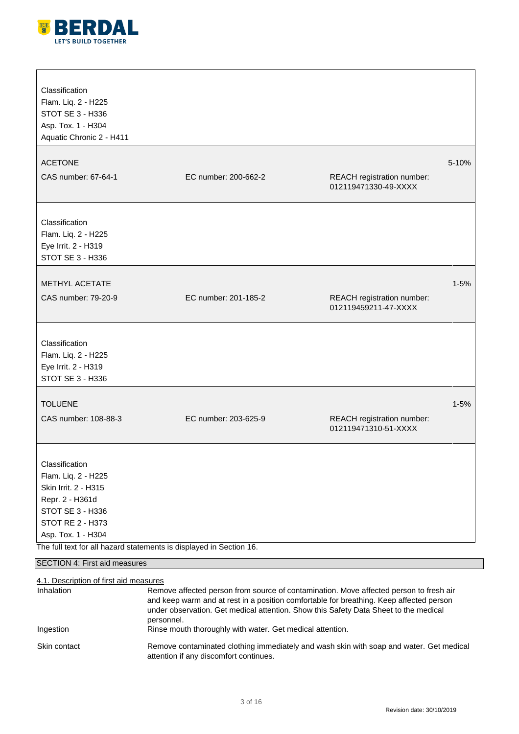Classification
Flam. Liq. 2 - H225
STOT SE 3 - H336
Asp. Tox. 1 - H304
Aquatic Chronic 2 - H411

| | | | |
|---|---|---|---|
| ACETONE | | | 5-10% |
| CAS number: 67-64-1 | EC number: 200-662-2 | REACH registration number: 012119471330-49-XXXX | |

Classification
Flam. Liq. 2 - H225
Eye Irrit. 2 - H319
STOT SE 3 - H336

| | | | |
|---|---|---|---|
| METHYL ACETATE | | | 1-5% |
| CAS number: 79-20-9 | EC number: 201-185-2 | REACH registration number: 012119459211-47-XXXX | |

Classification
Flam. Liq. 2 - H225
Eye Irrit. 2 - H319
STOT SE 3 - H336

| | | | |
|---|---|---|---|
| TOLUENE | | | 1-5% |
| CAS number: 108-88-3 | EC number: 203-625-9 | REACH registration number: 012119471310-51-XXXX | |

Classification
Flam. Liq. 2 - H225
Skin Irrit. 2 - H315
Repr. 2 - H361d
STOT SE 3 - H336
STOT RE 2 - H373
Asp. Tox. 1 - H304

The full text for all hazard statements is displayed in Section 16.

## SECTION 4: First aid measures

### 4.1. Description of first aid measures

| | |
|---|---|
| Inhalation | Remove affected person from source of contamination. Move affected person to fresh air and keep warm and at rest in a position comfortable for breathing. Keep affected person under observation. Get medical attention. Show this Safety Data Sheet to the medical personnel. |
| Ingestion | Rinse mouth thoroughly with water. Get medical attention. |
| Skin contact | Remove contaminated clothing immediately and wash skin with soap and water. Get medical attention if any discomfort continues. |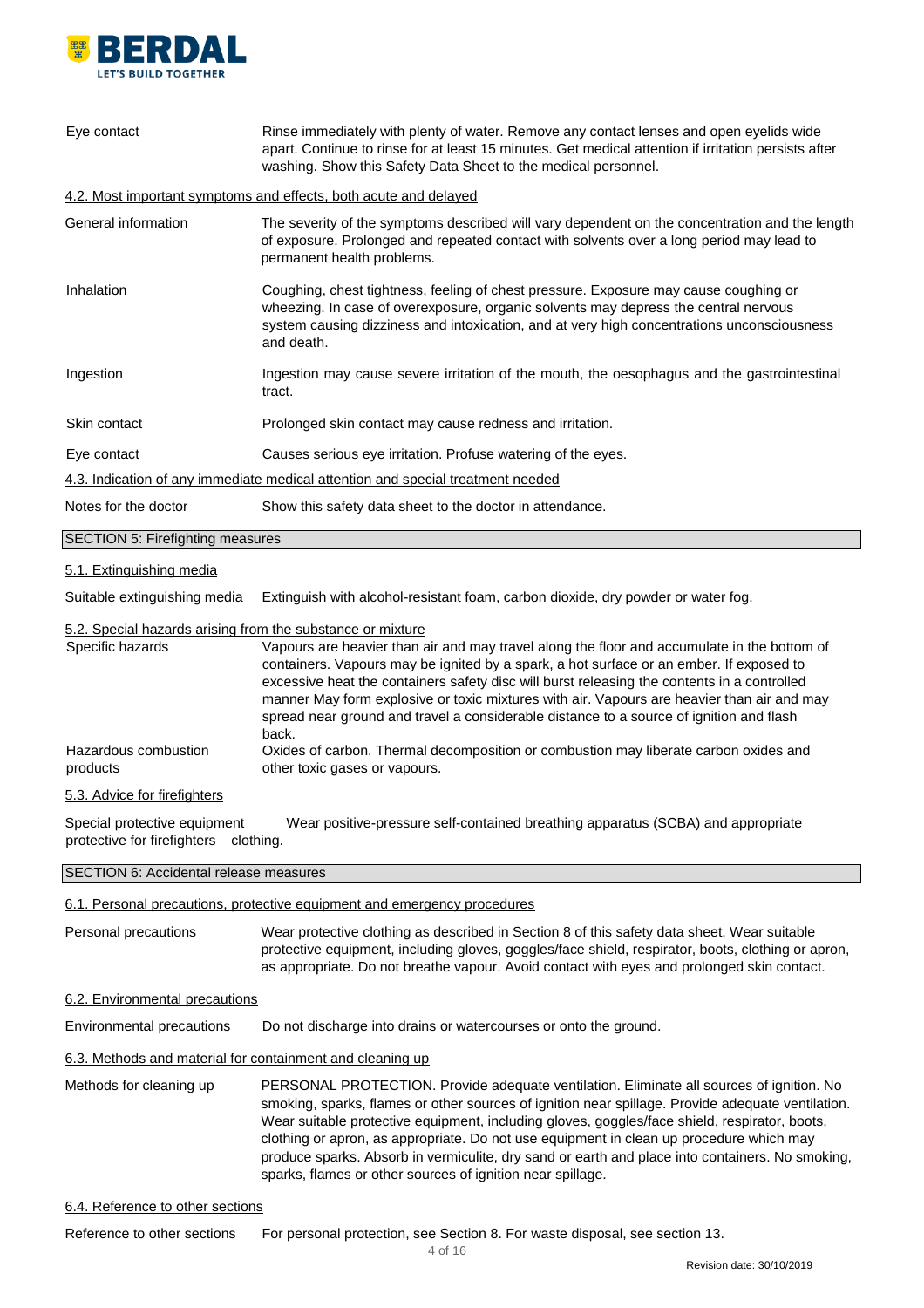| | |
|---|---|
| Eye contact | Rinse immediately with plenty of water. Remove any contact lenses and open eyelids wide apart. Continue to rinse for at least 15 minutes. Get medical attention if irritation persists after washing. Show this Safety Data Sheet to the medical personnel. |

### 4.2. Most important symptoms and effects, both acute and delayed

| | |
|---|---|
| General information | The severity of the symptoms described will vary dependent on the concentration and the length of exposure. Prolonged and repeated contact with solvents over a long period may lead to permanent health problems. |
| Inhalation | Coughing, chest tightness, feeling of chest pressure. Exposure may cause coughing or wheezing. In case of overexposure, organic solvents may depress the central nervous system causing dizziness and intoxication, and at very high concentrations unconsciousness and death. |
| Ingestion | Ingestion may cause severe irritation of the mouth, the oesophagus and the gastrointestinal tract. |
| Skin contact | Prolonged skin contact may cause redness and irritation. |
| Eye contact | Causes serious eye irritation. Profuse watering of the eyes. |

### 4.3. Indication of any immediate medical attention and special treatment needed

| | |
|---|---|
| Notes for the doctor | Show this safety data sheet to the doctor in attendance. |

## SECTION 5: Firefighting measures

### 5.1. Extinguishing media

| | |
|---|---|
| Suitable extinguishing media | Extinguish with alcohol-resistant foam, carbon dioxide, dry powder or water fog. |

### 5.2. Special hazards arising from the substance or mixture

| | |
|---|---|
| Specific hazards | Vapours are heavier than air and may travel along the floor and accumulate in the bottom of containers. Vapours may be ignited by a spark, a hot surface or an ember. If exposed to excessive heat the containers safety disc will burst releasing the contents in a controlled manner May form explosive or toxic mixtures with air. Vapours are heavier than air and may spread near ground and travel a considerable distance to a source of ignition and flash back. |
| Hazardous combustion products | Oxides of carbon. Thermal decomposition or combustion may liberate carbon oxides and other toxic gases or vapours. |

### 5.3. Advice for firefighters

| | |
|---|---|
| Special protective equipment for firefighters | Wear positive-pressure self-contained breathing apparatus (SCBA) and appropriate protective clothing. |

## SECTION 6: Accidental release measures

### 6.1. Personal precautions, protective equipment and emergency procedures

| | |
|---|---|
| Personal precautions | Wear protective clothing as described in Section 8 of this safety data sheet. Wear suitable protective equipment, including gloves, goggles/face shield, respirator, boots, clothing or apron, as appropriate. Do not breathe vapour. Avoid contact with eyes and prolonged skin contact. |

### 6.2. Environmental precautions

| | |
|---|---|
| Environmental precautions | Do not discharge into drains or watercourses or onto the ground. |

### 6.3. Methods and material for containment and cleaning up

| | |
|---|---|
| Methods for cleaning up | PERSONAL PROTECTION. Provide adequate ventilation. Eliminate all sources of ignition. No smoking, sparks, flames or other sources of ignition near spillage. Provide adequate ventilation. Wear suitable protective equipment, including gloves, goggles/face shield, respirator, boots, clothing or apron, as appropriate. Do not use equipment in clean up procedure which may produce sparks. Absorb in vermiculite, dry sand or earth and place into containers. No smoking, sparks, flames or other sources of ignition near spillage. |

### 6.4. Reference to other sections

| | |
|---|---|
| Reference to other sections | For personal protection, see Section 8. For waste disposal, see section 13. |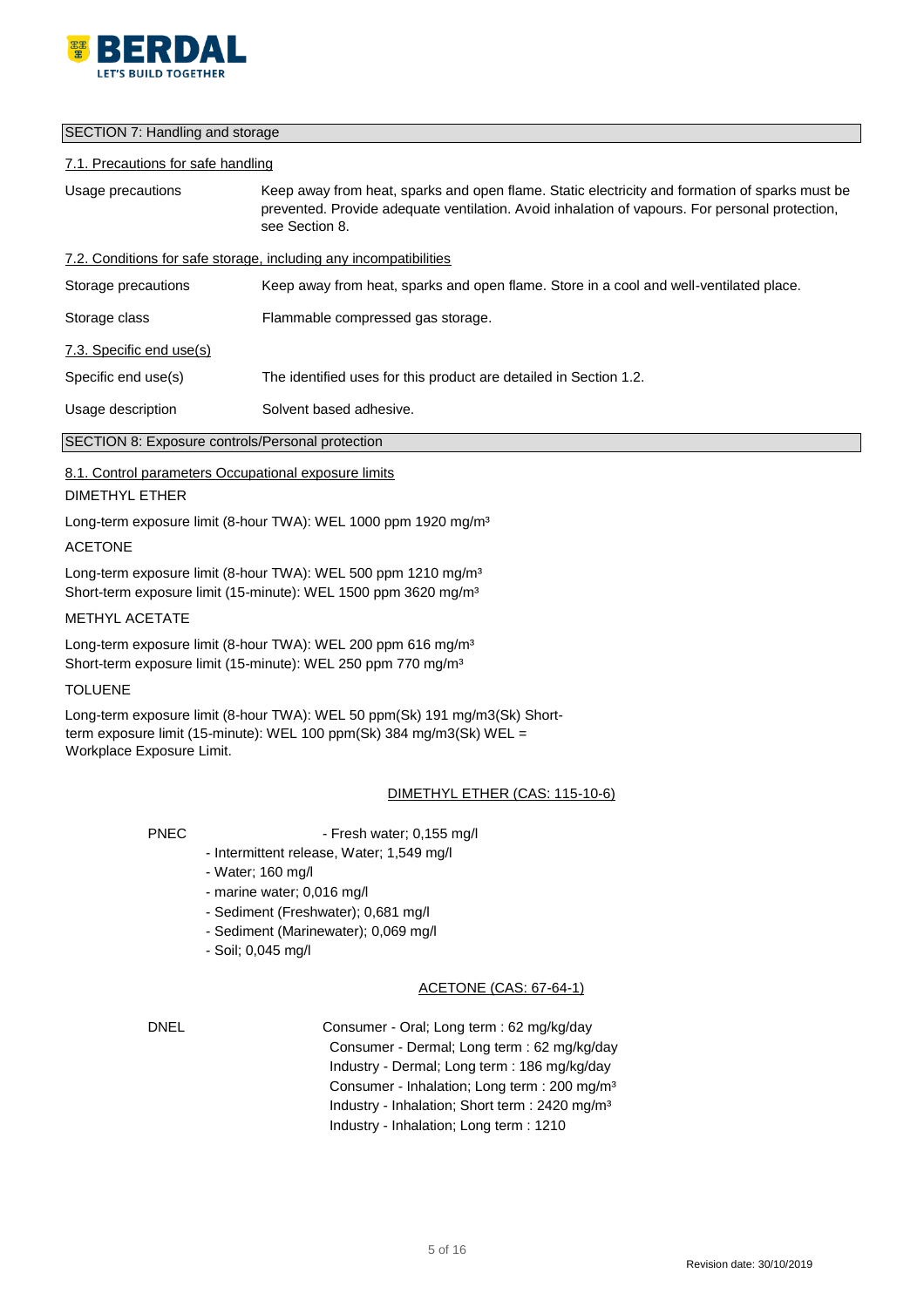## SECTION 7: Handling and storage

### 7.1. Precautions for safe handling

| | |
|---|---|
| Usage precautions | Keep away from heat, sparks and open flame. Static electricity and formation of sparks must be prevented. Provide adequate ventilation. Avoid inhalation of vapours. For personal protection, see Section 8. |

### 7.2. Conditions for safe storage, including any incompatibilities

| | |
|---|---|
| Storage precautions | Keep away from heat, sparks and open flame. Store in a cool and well-ventilated place. |
| Storage class | Flammable compressed gas storage. |

### 7.3. Specific end use(s)

| | |
|---|---|
| Specific end use(s) | The identified uses for this product are detailed in Section 1.2. |
| Usage description | Solvent based adhesive. |

## SECTION 8: Exposure controls/Personal protection

### 8.1. Control parameters Occupational exposure limits

DIMETHYL ETHER

Long-term exposure limit (8-hour TWA): WEL 1000 ppm 1920 mg/m³

ACETONE

Long-term exposure limit (8-hour TWA): WEL 500 ppm 1210 mg/m³
Short-term exposure limit (15-minute): WEL 1500 ppm 3620 mg/m³

METHYL ACETATE

Long-term exposure limit (8-hour TWA): WEL 200 ppm 616 mg/m³
Short-term exposure limit (15-minute): WEL 250 ppm 770 mg/m³

TOLUENE

Long-term exposure limit (8-hour TWA): WEL 50 ppm(Sk) 191 mg/m3(Sk) Short-term exposure limit (15-minute): WEL 100 ppm(Sk) 384 mg/m3(Sk) WEL = Workplace Exposure Limit.

DIMETHYL ETHER (CAS: 115-10-6)

PNEC
- Fresh water; 0,155 mg/l
- Intermittent release, Water; 1,549 mg/l
- Water; 160 mg/l
- marine water; 0,016 mg/l
- Sediment (Freshwater); 0,681 mg/l
- Sediment (Marinewater); 0,069 mg/l
- Soil; 0,045 mg/l

ACETONE (CAS: 67-64-1)

DNEL
Consumer - Oral; Long term : 62 mg/kg/day
Consumer - Dermal; Long term : 62 mg/kg/day
Industry - Dermal; Long term : 186 mg/kg/day
Consumer - Inhalation; Long term : 200 mg/m³
Industry - Inhalation; Short term : 2420 mg/m³
Industry - Inhalation; Long term : 1210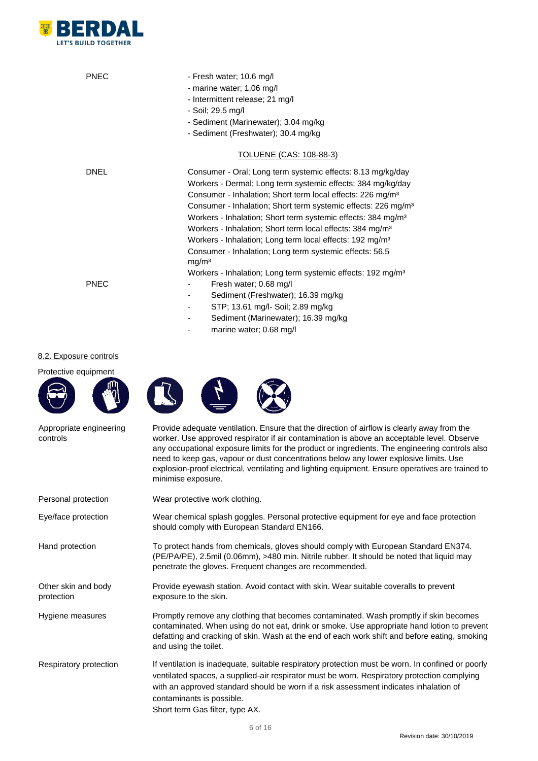| | |
|---|---|
| PNEC | - Fresh water; 10.6 mg/l<br>- marine water; 1.06 mg/l<br>- Intermittent release; 21 mg/l<br>- Soil; 29.5 mg/l<br>- Sediment (Marinewater); 3.04 mg/kg<br>- Sediment (Freshwater); 30.4 mg/kg |

TOLUENE (CAS: 108-88-3)

| | |
|---|---|
| DNEL | Consumer - Oral; Long term systemic effects: 8.13 mg/kg/day<br>Workers - Dermal; Long term systemic effects: 384 mg/kg/day<br>Consumer - Inhalation; Short term local effects: 226 mg/m³<br>Consumer - Inhalation; Short term systemic effects: 226 mg/m³<br>Workers - Inhalation; Short term systemic effects: 384 mg/m³<br>Workers - Inhalation; Short term local effects: 384 mg/m³<br>Workers - Inhalation; Long term local effects: 192 mg/m³<br>Consumer - Inhalation; Long term systemic effects: 56.5 mg/m³<br>Workers - Inhalation; Long term systemic effects: 192 mg/m³ |
| PNEC | - Fresh water; 0.68 mg/l<br>- Sediment (Freshwater); 16.39 mg/kg<br>- STP; 13.61 mg/l- Soil; 2.89 mg/kg<br>- Sediment (Marinewater); 16.39 mg/kg<br>- marine water; 0.68 mg/l |

8.2. Exposure controls

Protective equipment

| | |
|---|---|
| Appropriate engineering controls | Provide adequate ventilation. Ensure that the direction of airflow is clearly away from the worker. Use approved respirator if air contamination is above an acceptable level. Observe any occupational exposure limits for the product or ingredients. The engineering controls also need to keep gas, vapour or dust concentrations below any lower explosive limits. Use explosion-proof electrical, ventilating and lighting equipment. Ensure operatives are trained to minimise exposure. |
| Personal protection | Wear protective work clothing. |
| Eye/face protection | Wear chemical splash goggles. Personal protective equipment for eye and face protection should comply with European Standard EN166. |
| Hand protection | To protect hands from chemicals, gloves should comply with European Standard EN374. (PE/PA/PE), 2.5mil (0.06mm), >480 min. Nitrile rubber. It should be noted that liquid may penetrate the gloves. Frequent changes are recommended. |
| Other skin and body protection | Provide eyewash station. Avoid contact with skin. Wear suitable coveralls to prevent exposure to the skin. |
| Hygiene measures | Promptly remove any clothing that becomes contaminated. Wash promptly if skin becomes contaminated. When using do not eat, drink or smoke. Use appropriate hand lotion to prevent defatting and cracking of skin. Wash at the end of each work shift and before eating, smoking and using the toilet. |
| Respiratory protection | If ventilation is inadequate, suitable respiratory protection must be worn. In confined or poorly ventilated spaces, a supplied-air respirator must be worn. Respiratory protection complying with an approved standard should be worn if a risk assessment indicates inhalation of contaminants is possible.<br>Short term Gas filter, type AX. |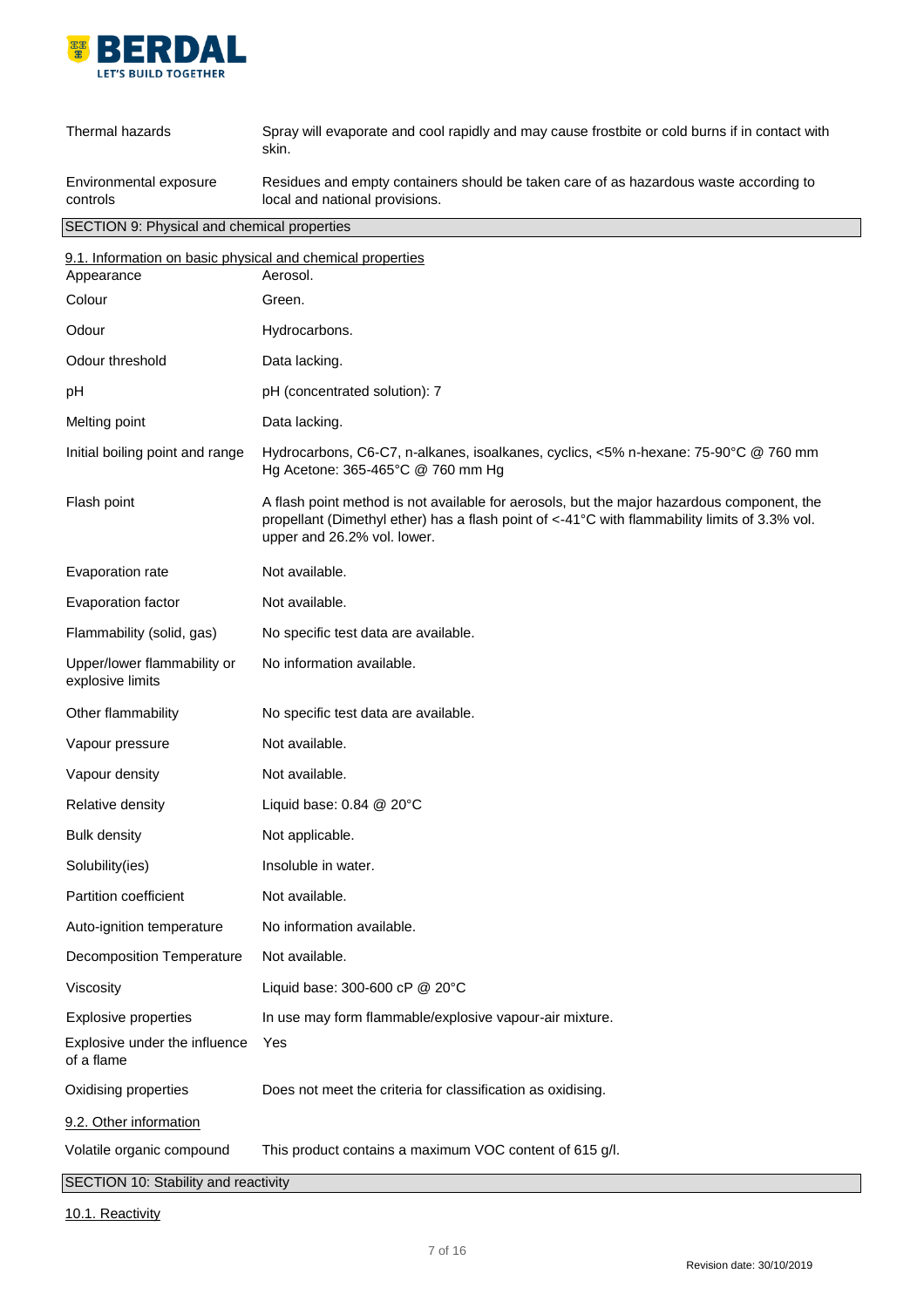| | |
|---|---|
| Thermal hazards | Spray will evaporate and cool rapidly and may cause frostbite or cold burns if in contact with skin. |
| Environmental exposure controls | Residues and empty containers should be taken care of as hazardous waste according to local and national provisions. |

## SECTION 9: Physical and chemical properties

### 9.1. Information on basic physical and chemical properties

| | |
|---|---|
| Appearance | Aerosol. |
| Colour | Green. |
| Odour | Hydrocarbons. |
| Odour threshold | Data lacking. |
| pH | pH (concentrated solution): 7 |
| Melting point | Data lacking. |
| Initial boiling point and range | Hydrocarbons, C6-C7, n-alkanes, isoalkanes, cyclics, <5% n-hexane: 75-90°C @ 760 mm Hg Acetone: 365-465°C @ 760 mm Hg |
| Flash point | A flash point method is not available for aerosols, but the major hazardous component, the propellant (Dimethyl ether) has a flash point of <-41°C with flammability limits of 3.3% vol. upper and 26.2% vol. lower. |
| Evaporation rate | Not available. |
| Evaporation factor | Not available. |
| Flammability (solid, gas) | No specific test data are available. |
| Upper/lower flammability or explosive limits | No information available. |
| Other flammability | No specific test data are available. |
| Vapour pressure | Not available. |
| Vapour density | Not available. |
| Relative density | Liquid base: 0.84 @ 20°C |
| Bulk density | Not applicable. |
| Solubility(ies) | Insoluble in water. |
| Partition coefficient | Not available. |
| Auto-ignition temperature | No information available. |
| Decomposition Temperature | Not available. |
| Viscosity | Liquid base: 300-600 cP @ 20°C |
| Explosive properties | In use may form flammable/explosive vapour-air mixture. |
| Explosive under the influence of a flame | Yes |
| Oxidising properties | Does not meet the criteria for classification as oxidising. |

### 9.2. Other information

| | |
|---|---|
| Volatile organic compound | This product contains a maximum VOC content of 615 g/l. |

## SECTION 10: Stability and reactivity

### 10.1. Reactivity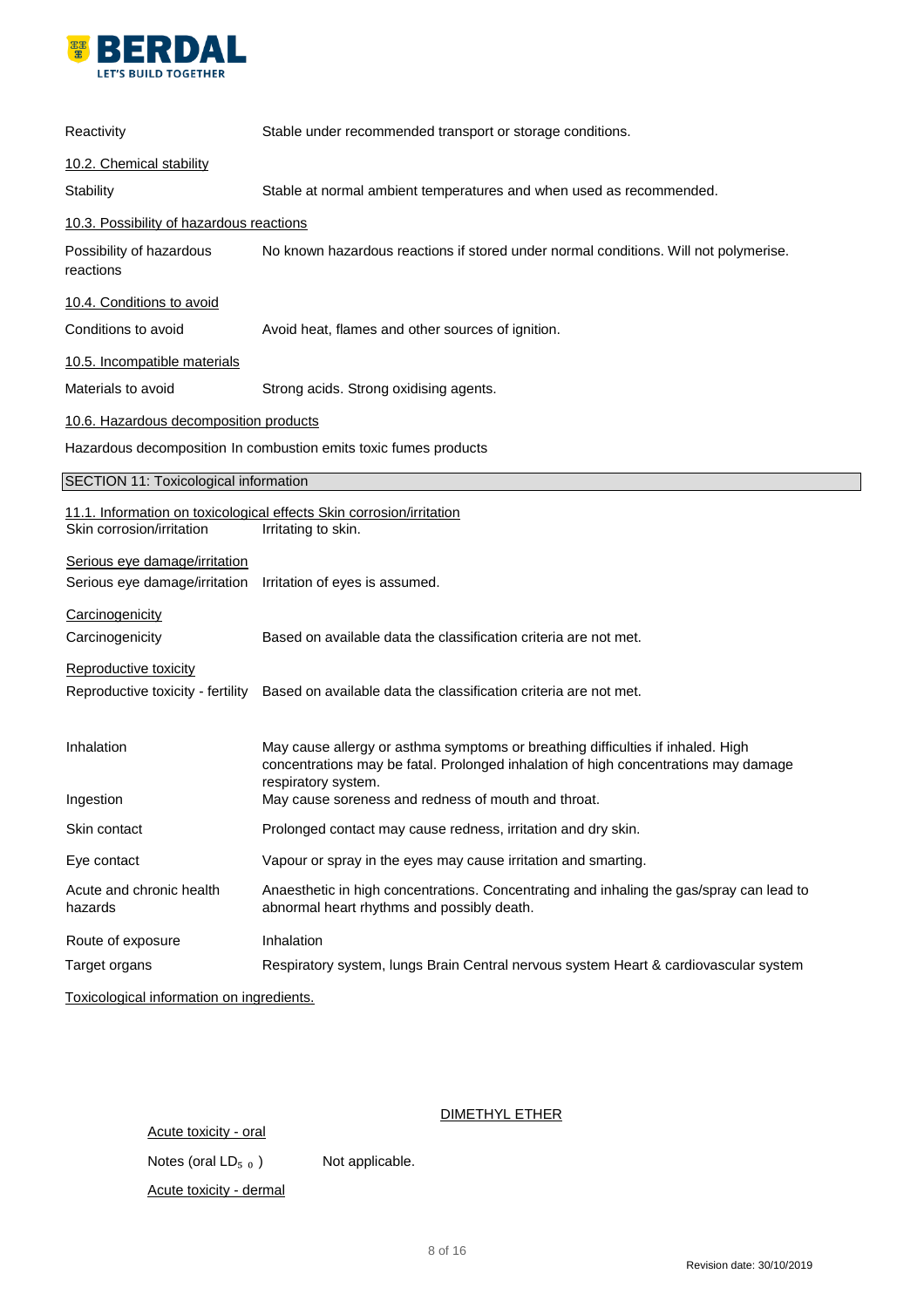| | |
|---|---|
| Reactivity | Stable under recommended transport or storage conditions. |

10.2. Chemical stability

| | |
|---|---|
| Stability | Stable at normal ambient temperatures and when used as recommended. |

10.3. Possibility of hazardous reactions

| | |
|---|---|
| Possibility of hazardous reactions | No known hazardous reactions if stored under normal conditions. Will not polymerise. |

10.4. Conditions to avoid

| | |
|---|---|
| Conditions to avoid | Avoid heat, flames and other sources of ignition. |

10.5. Incompatible materials

| | |
|---|---|
| Materials to avoid | Strong acids. Strong oxidising agents. |

10.6. Hazardous decomposition products

Hazardous decomposition In combustion emits toxic fumes products

## SECTION 11: Toxicological information

11.1. Information on toxicological effects Skin corrosion/irritation

| | |
|---|---|
| Skin corrosion/irritation | Irritating to skin. |

Serious eye damage/irritation

| | |
|---|---|
| Serious eye damage/irritation | Irritation of eyes is assumed. |

Carcinogenicity

| | |
|---|---|
| Carcinogenicity | Based on available data the classification criteria are not met. |

Reproductive toxicity

| | |
|---|---|
| Reproductive toxicity - fertility | Based on available data the classification criteria are not met. |

| | |
|---|---|
| Inhalation | May cause allergy or asthma symptoms or breathing difficulties if inhaled. High concentrations may be fatal. Prolonged inhalation of high concentrations may damage respiratory system. |
| Ingestion | May cause soreness and redness of mouth and throat. |
| Skin contact | Prolonged contact may cause redness, irritation and dry skin. |
| Eye contact | Vapour or spray in the eyes may cause irritation and smarting. |
| Acute and chronic health hazards | Anaesthetic in high concentrations. Concentrating and inhaling the gas/spray can lead to abnormal heart rhythms and possibly death. |
| Route of exposure | Inhalation |
| Target organs | Respiratory system, lungs Brain Central nervous system Heart & cardiovascular system |

Toxicological information on ingredients.

DIMETHYL ETHER

Acute toxicity - oral

| | |
|---|---|
| Notes (oral $LD_{50}$) | Not applicable. |

Acute toxicity - dermal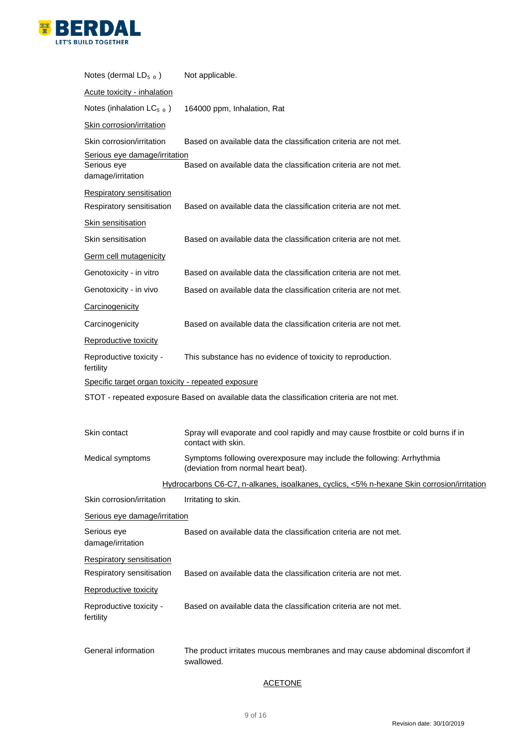| | |
|---|---|
| Notes (dermal $LD_{50}$) | Not applicable. |

Acute toxicity - inhalation

| | |
|---|---|
| Notes (inhalation $LC_{50}$) | 164000 ppm, Inhalation, Rat |

Skin corrosion/irritation

| | |
|---|---|
| Skin corrosion/irritation | Based on available data the classification criteria are not met. |

Serious eye damage/irritation

| | |
|---|---|
| Serious eye damage/irritation | Based on available data the classification criteria are not met. |

Respiratory sensitisation

| | |
|---|---|
| Respiratory sensitisation | Based on available data the classification criteria are not met. |

Skin sensitisation

| | |
|---|---|
| Skin sensitisation | Based on available data the classification criteria are not met. |

Germ cell mutagenicity

| | |
|---|---|
| Genotoxicity - in vitro | Based on available data the classification criteria are not met. |
| Genotoxicity - in vivo | Based on available data the classification criteria are not met. |

Carcinogenicity

| | |
|---|---|
| Carcinogenicity | Based on available data the classification criteria are not met. |

Reproductive toxicity

| | |
|---|---|
| Reproductive toxicity - fertility | This substance has no evidence of toxicity to reproduction. |

Specific target organ toxicity - repeated exposure

STOT - repeated exposure Based on available data the classification criteria are not met.

| | |
|---|---|
| Skin contact | Spray will evaporate and cool rapidly and may cause frostbite or cold burns if in contact with skin. |
| Medical symptoms | Symptoms following overexposure may include the following: Arrhythmia (deviation from normal heart beat). |

Hydrocarbons C6-C7, n-alkanes, isoalkanes, cyclics, <5% n-hexane Skin corrosion/irritation

| | |
|---|---|
| Skin corrosion/irritation | Irritating to skin. |

Serious eye damage/irritation

| | |
|---|---|
| Serious eye damage/irritation | Based on available data the classification criteria are not met. |

Respiratory sensitisation

| | |
|---|---|
| Respiratory sensitisation | Based on available data the classification criteria are not met. |

Reproductive toxicity

| | |
|---|---|
| Reproductive toxicity - fertility | Based on available data the classification criteria are not met. |

| | |
|---|---|
| General information | The product irritates mucous membranes and may cause abdominal discomfort if swallowed. |

ACETONE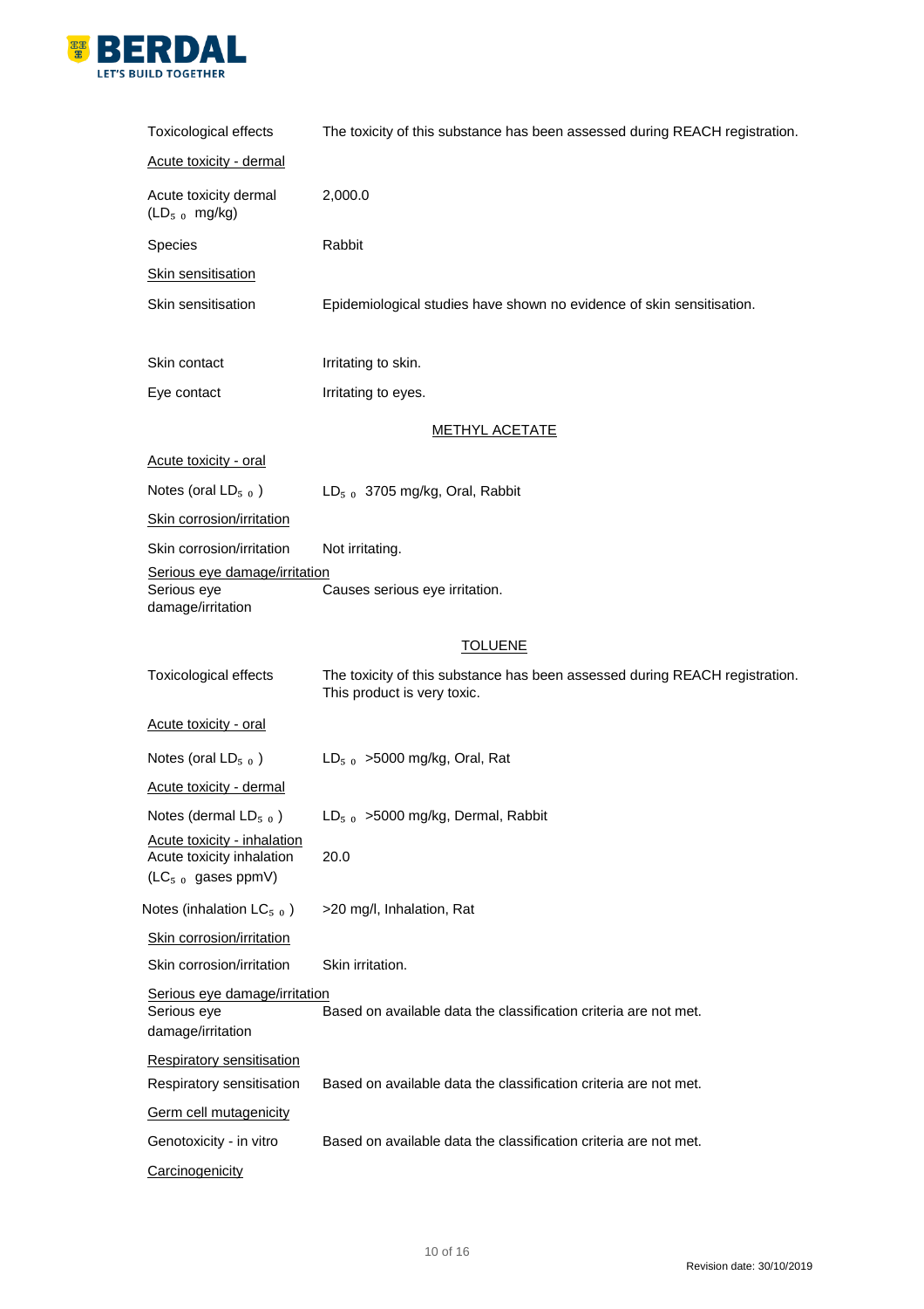| | |
|---|---|
| Toxicological effects | The toxicity of this substance has been assessed during REACH registration. |

Acute toxicity - dermal

| | |
|---|---|
| Acute toxicity dermal ($LD_{50}$ mg/kg) | 2,000.0 |
| Species | Rabbit |

Skin sensitisation

| | |
|---|---|
| Skin sensitisation | Epidemiological studies have shown no evidence of skin sensitisation. |
| Skin contact | Irritating to skin. |
| Eye contact | Irritating to eyes. |

## METHYL ACETATE

Acute toxicity - oral

| | |
|---|---|
| Notes (oral $LD_{50}$) | $LD_{50}$ 3705 mg/kg, Oral, Rabbit |

Skin corrosion/irritation

| | |
|---|---|
| Skin corrosion/irritation | Not irritating. |

Serious eye damage/irritation

| | |
|---|---|
| Serious eye damage/irritation | Causes serious eye irritation. |

## TOLUENE

| | |
|---|---|
| Toxicological effects | The toxicity of this substance has been assessed during REACH registration. This product is very toxic. |

Acute toxicity - oral

| | |
|---|---|
| Notes (oral $LD_{50}$) | $LD_{50}$ >5000 mg/kg, Oral, Rat |

Acute toxicity - dermal

| | |
|---|---|
| Notes (dermal $LD_{50}$) | $LD_{50}$ >5000 mg/kg, Dermal, Rabbit |

Acute toxicity - inhalation

| | |
|---|---|
| Acute toxicity inhalation ($LC_{50}$ gases ppmV) | 20.0 |
| Notes (inhalation $LC_{50}$) | >20 mg/l, Inhalation, Rat |

Skin corrosion/irritation

| | |
|---|---|
| Skin corrosion/irritation | Skin irritation. |

Serious eye damage/irritation

| | |
|---|---|
| Serious eye damage/irritation | Based on available data the classification criteria are not met. |

Respiratory sensitisation

| | |
|---|---|
| Respiratory sensitisation | Based on available data the classification criteria are not met. |

Germ cell mutagenicity

| | |
|---|---|
| Genotoxicity - in vitro | Based on available data the classification criteria are not met. |

Carcinogenicity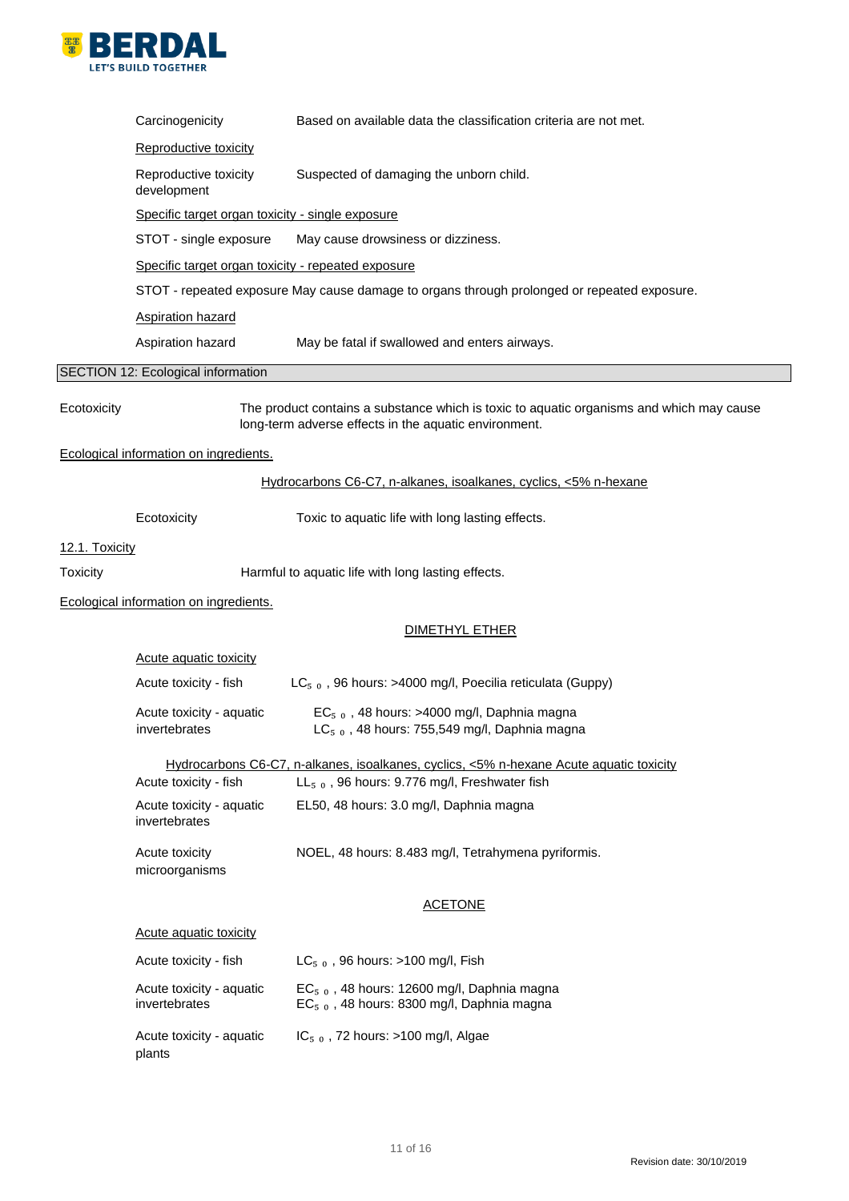| | |
|---|---|
| Carcinogenicity | Based on available data the classification criteria are not met. |

Reproductive toxicity

| | |
|---|---|
| Reproductive toxicity development | Suspected of damaging the unborn child. |

Specific target organ toxicity - single exposure

| | |
|---|---|
| STOT - single exposure | May cause drowsiness or dizziness. |

Specific target organ toxicity - repeated exposure

STOT - repeated exposure May cause damage to organs through prolonged or repeated exposure.

Aspiration hazard

| | |
|---|---|
| Aspiration hazard | May be fatal if swallowed and enters airways. |

## SECTION 12: Ecological information

| | |
|---|---|
| Ecotoxicity | The product contains a substance which is toxic to aquatic organisms and which may cause long-term adverse effects in the aquatic environment. |

Ecological information on ingredients.

Hydrocarbons C6-C7, n-alkanes, isoalkanes, cyclics, <5% n-hexane

| | |
|---|---|
| Ecotoxicity | Toxic to aquatic life with long lasting effects. |

### 12.1. Toxicity

| | |
|---|---|
| Toxicity | Harmful to aquatic life with long lasting effects. |

Ecological information on ingredients.

DIMETHYL ETHER

Acute aquatic toxicity

| | |
|---|---|
| Acute toxicity - fish | $LC_{50}$, 96 hours: >4000 mg/l, Poecilia reticulata (Guppy) |
| Acute toxicity - aquatic invertebrates | $EC_{50}$, 48 hours: >4000 mg/l, Daphnia magna<br>$LC_{50}$, 48 hours: 755,549 mg/l, Daphnia magna |

Hydrocarbons C6-C7, n-alkanes, isoalkanes, cyclics, <5% n-hexane Acute aquatic toxicity

| | |
|---|---|
| Acute toxicity - fish | $LL_{50}$, 96 hours: 9.776 mg/l, Freshwater fish |
| Acute toxicity - aquatic invertebrates | EL50, 48 hours: 3.0 mg/l, Daphnia magna |
| Acute toxicity microorganisms | NOEL, 48 hours: 8.483 mg/l, Tetrahymena pyriformis. |

ACETONE

Acute aquatic toxicity

| | |
|---|---|
| Acute toxicity - fish | $LC_{50}$, 96 hours: >100 mg/l, Fish |
| Acute toxicity - aquatic invertebrates | $EC_{50}$, 48 hours: 12600 mg/l, Daphnia magna<br>$EC_{50}$, 48 hours: 8300 mg/l, Daphnia magna |
| Acute toxicity - aquatic plants | $IC_{50}$, 72 hours: >100 mg/l, Algae |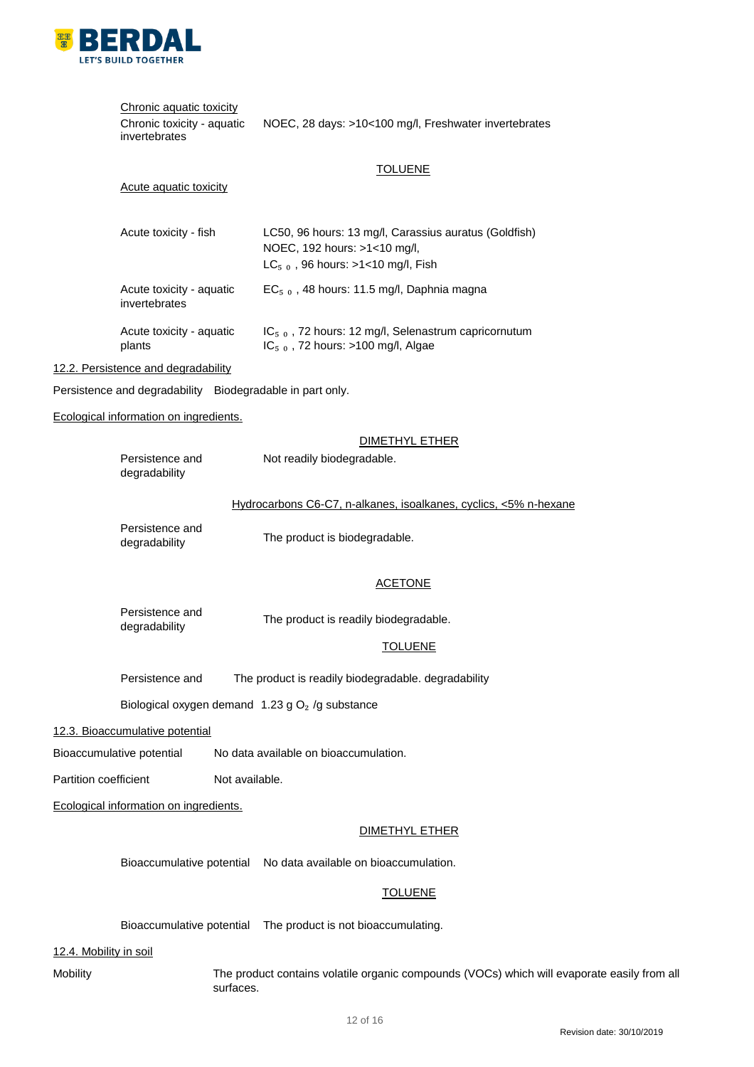Chronic aquatic toxicity

| | |
|---|---|
| Chronic toxicity - aquatic invertebrates | NOEC, 28 days: >10<100 mg/l, Freshwater invertebrates |

TOLUENE

Acute aquatic toxicity

| | |
|---|---|
| Acute toxicity - fish | LC50, 96 hours: 13 mg/l, Carassius auratus (Goldfish)<br>NOEC, 192 hours: >1<10 mg/l,<br>$LC_{50}$, 96 hours: >1<10 mg/l, Fish |
| Acute toxicity - aquatic invertebrates | $EC_{50}$, 48 hours: 11.5 mg/l, Daphnia magna |
| Acute toxicity - aquatic plants | $IC_{50}$, 72 hours: 12 mg/l, Selenastrum capricornutum<br>$IC_{50}$, 72 hours: >100 mg/l, Algae |

12.2. Persistence and degradability

Persistence and degradability Biodegradable in part only.

Ecological information on ingredients.

DIMETHYL ETHER

Persistence and degradability Not readily biodegradable.

Hydrocarbons C6-C7, n-alkanes, isoalkanes, cyclics, <5% n-hexane

Persistence and degradability The product is biodegradable.

ACETONE

Persistence and degradability The product is readily biodegradable.

TOLUENE

Persistence and degradability The product is readily biodegradable.

Biological oxygen demand 1.23 g $O_2$ /g substance

12.3. Bioaccumulative potential

Bioaccumulative potential No data available on bioaccumulation.

Partition coefficient Not available.

Ecological information on ingredients.

DIMETHYL ETHER

Bioaccumulative potential No data available on bioaccumulation.

TOLUENE

Bioaccumulative potential The product is not bioaccumulating.

12.4. Mobility in soil

Mobility The product contains volatile organic compounds (VOCs) which will evaporate easily from all surfaces.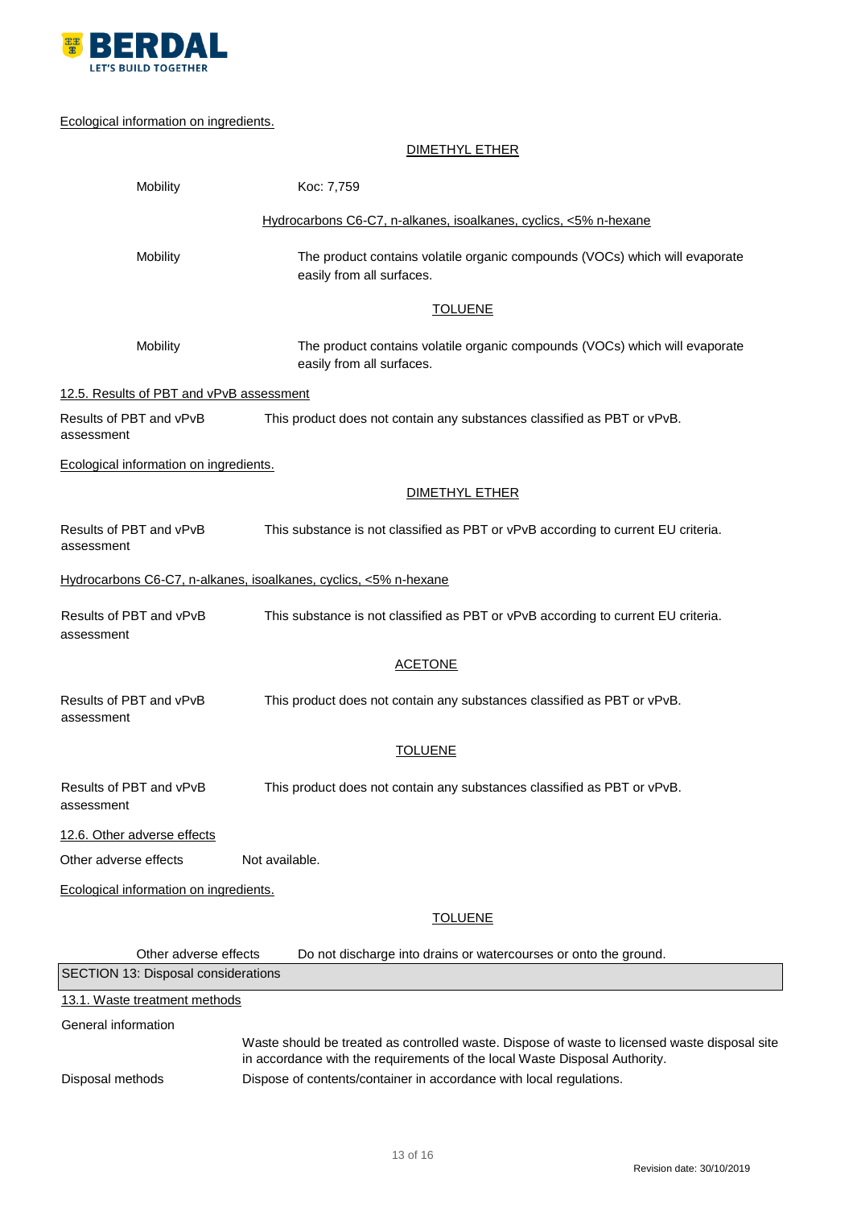Ecological information on ingredients.

DIMETHYL ETHER

Mobility Koc: 7,759

Hydrocarbons C6-C7, n-alkanes, isoalkanes, cyclics, <5% n-hexane

Mobility The product contains volatile organic compounds (VOCs) which will evaporate easily from all surfaces.

TOLUENE

Mobility The product contains volatile organic compounds (VOCs) which will evaporate easily from all surfaces.

12.5. Results of PBT and vPvB assessment

Results of PBT and vPvB assessment This product does not contain any substances classified as PBT or vPvB.

Ecological information on ingredients.

DIMETHYL ETHER

Results of PBT and vPvB assessment This substance is not classified as PBT or vPvB according to current EU criteria.

Hydrocarbons C6-C7, n-alkanes, isoalkanes, cyclics, <5% n-hexane

Results of PBT and vPvB assessment This substance is not classified as PBT or vPvB according to current EU criteria.

ACETONE

Results of PBT and vPvB assessment This product does not contain any substances classified as PBT or vPvB.

TOLUENE

Results of PBT and vPvB assessment This product does not contain any substances classified as PBT or vPvB.

12.6. Other adverse effects

Other adverse effects Not available.

Ecological information on ingredients.

TOLUENE

Other adverse effects Do not discharge into drains or watercourses or onto the ground.

## SECTION 13: Disposal considerations

13.1. Waste treatment methods

General information Waste should be treated as controlled waste. Dispose of waste to licensed waste disposal site in accordance with the requirements of the local Waste Disposal Authority.

Disposal methods Dispose of contents/container in accordance with local regulations.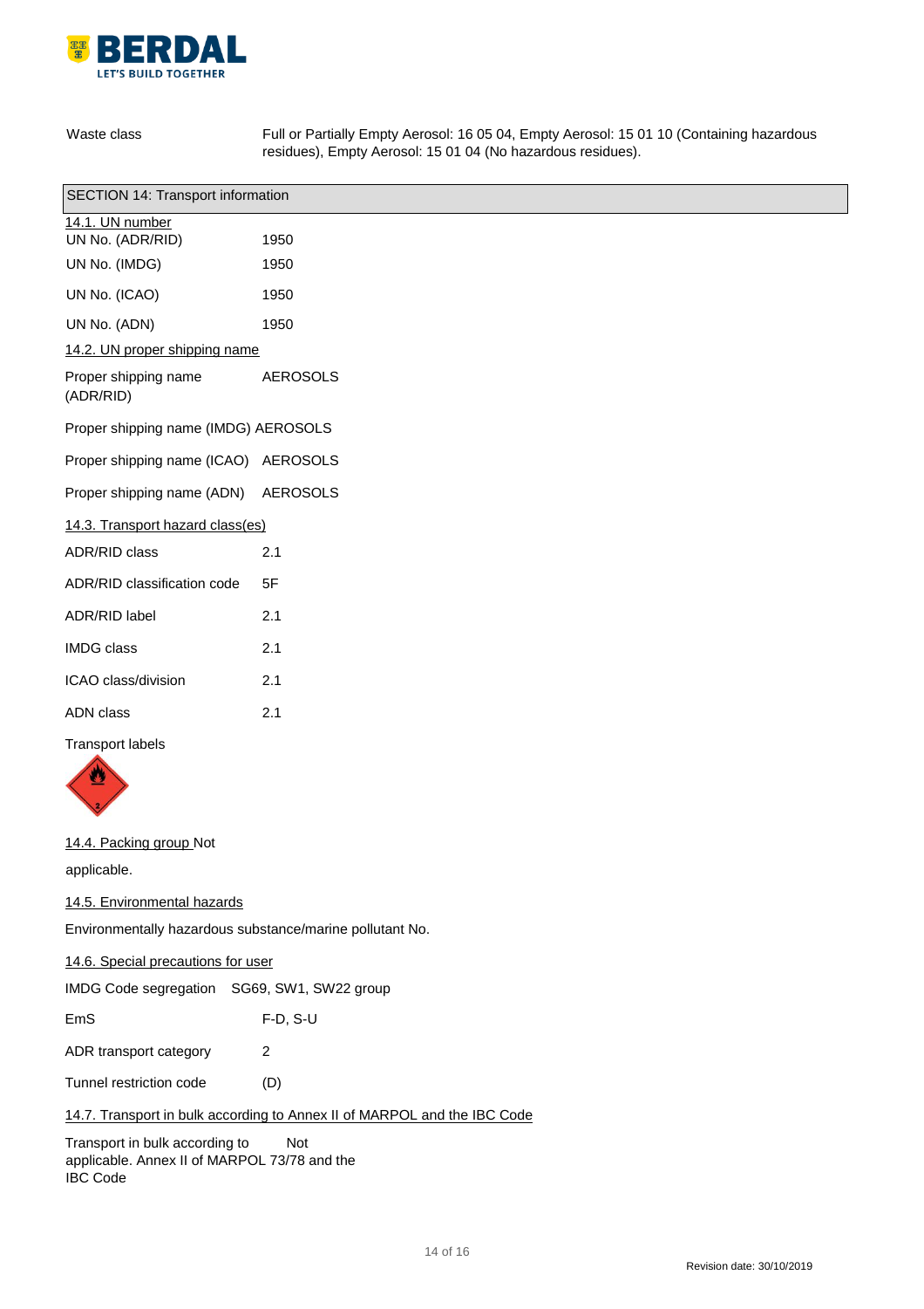| | |
|---|---|
| Waste class | Full or Partially Empty Aerosol: 16 05 04, Empty Aerosol: 15 01 10 (Containing hazardous residues), Empty Aerosol: 15 01 04 (No hazardous residues). |

## SECTION 14: Transport information

### 14.1. UN number

| | |
|---|---|
| UN No. (ADR/RID) | 1950 |
| UN No. (IMDG) | 1950 |
| UN No. (ICAO) | 1950 |
| UN No. (ADN) | 1950 |

### 14.2. UN proper shipping name

| | |
|---|---|
| Proper shipping name (ADR/RID) | AEROSOLS |
| Proper shipping name (IMDG) | AEROSOLS |
| Proper shipping name (ICAO) | AEROSOLS |
| Proper shipping name (ADN) | AEROSOLS |

### 14.3. Transport hazard class(es)

| | |
|---|---|
| ADR/RID class | 2.1 |
| ADR/RID classification code | 5F |
| ADR/RID label | 2.1 |
| IMDG class | 2.1 |
| ICAO class/division | 2.1 |
| ADN class | 2.1 |

Transport labels

### 14.4. Packing group

Not applicable.

### 14.5. Environmental hazards

Environmentally hazardous substance/marine pollutant No.

### 14.6. Special precautions for user

| | |
|---|---|
| IMDG Code segregation | SG69, SW1, SW22 group |
| EmS | F-D, S-U |
| ADR transport category | 2 |
| Tunnel restriction code | (D) |

### 14.7. Transport in bulk according to Annex II of MARPOL and the IBC Code

| | |
|---|---|
| Transport in bulk according to Annex II of MARPOL 73/78 and the IBC Code | Not applicable. |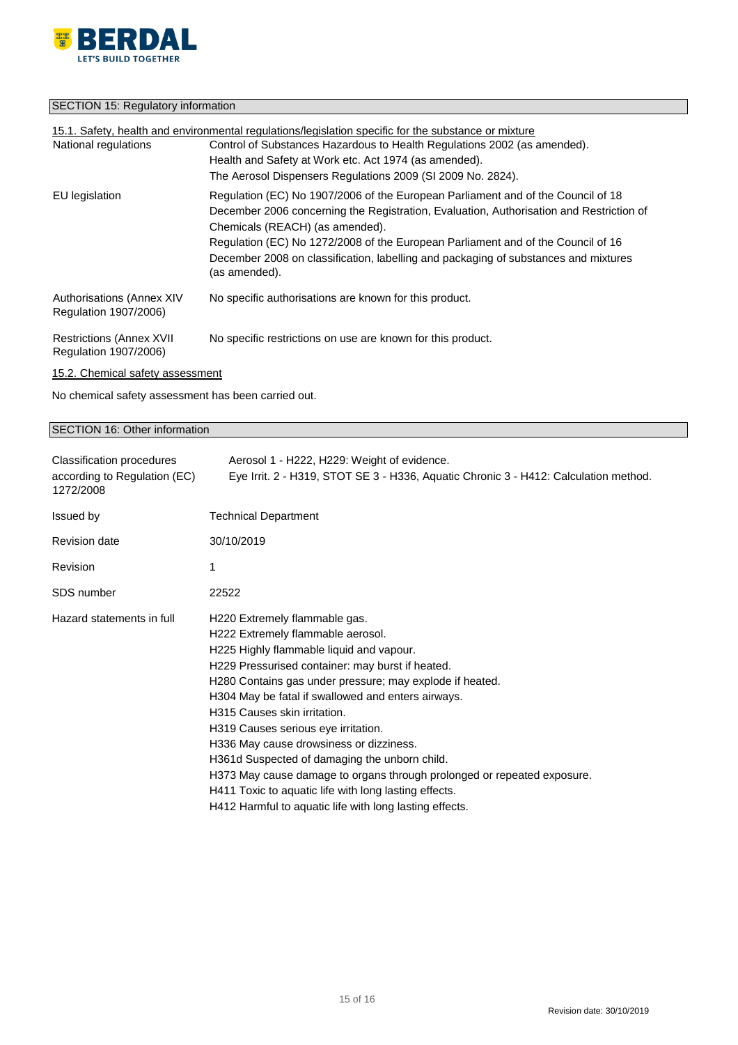## SECTION 15: Regulatory information

### 15.1. Safety, health and environmental regulations/legislation specific for the substance or mixture

| | |
|---|---|
| National regulations | Control of Substances Hazardous to Health Regulations 2002 (as amended).<br>Health and Safety at Work etc. Act 1974 (as amended).<br>The Aerosol Dispensers Regulations 2009 (SI 2009 No. 2824). |
| EU legislation | Regulation (EC) No 1907/2006 of the European Parliament and of the Council of 18 December 2006 concerning the Registration, Evaluation, Authorisation and Restriction of Chemicals (REACH) (as amended).<br>Regulation (EC) No 1272/2008 of the European Parliament and of the Council of 16 December 2008 on classification, labelling and packaging of substances and mixtures (as amended). |
| Authorisations (Annex XIV Regulation 1907/2006) | No specific authorisations are known for this product. |
| Restrictions (Annex XVII Regulation 1907/2006) | No specific restrictions on use are known for this product. |

### 15.2. Chemical safety assessment

No chemical safety assessment has been carried out.

## SECTION 16: Other information

| | |
|---|---|
| Classification procedures according to Regulation (EC) 1272/2008 | Aerosol 1 - H222, H229: Weight of evidence.<br>Eye Irrit. 2 - H319, STOT SE 3 - H336, Aquatic Chronic 3 - H412: Calculation method. |
| Issued by | Technical Department |
| Revision date | 30/10/2019 |
| Revision | 1 |
| SDS number | 22522 |
| Hazard statements in full | H220 Extremely flammable gas.<br>H222 Extremely flammable aerosol.<br>H225 Highly flammable liquid and vapour.<br>H229 Pressurised container: may burst if heated.<br>H280 Contains gas under pressure; may explode if heated.<br>H304 May be fatal if swallowed and enters airways.<br>H315 Causes skin irritation.<br>H319 Causes serious eye irritation.<br>H336 May cause drowsiness or dizziness.<br>H361d Suspected of damaging the unborn child.<br>H373 May cause damage to organs through prolonged or repeated exposure.<br>H411 Toxic to aquatic life with long lasting effects.<br>H412 Harmful to aquatic life with long lasting effects. |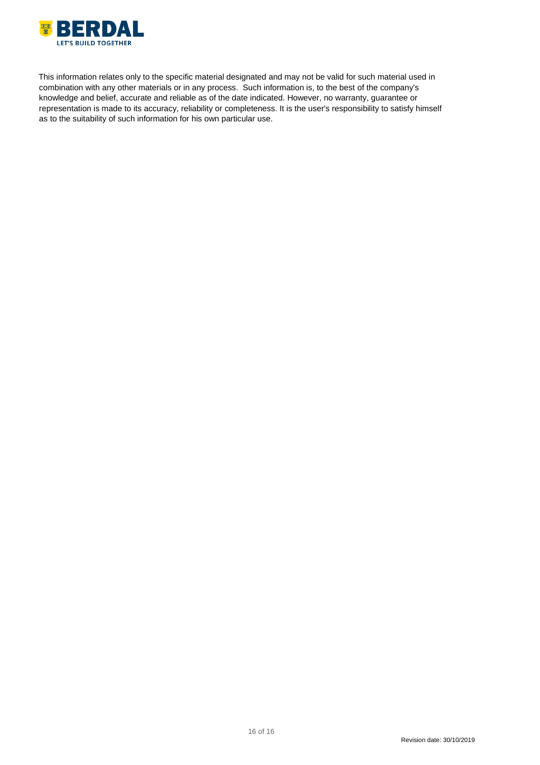This information relates only to the specific material designated and may not be valid for such material used in combination with any other materials or in any process. Such information is, to the best of the company's knowledge and belief, accurate and reliable as of the date indicated. However, no warranty, guarantee or representation is made to its accuracy, reliability or completeness. It is the user's responsibility to satisfy himself as to the suitability of such information for his own particular use.